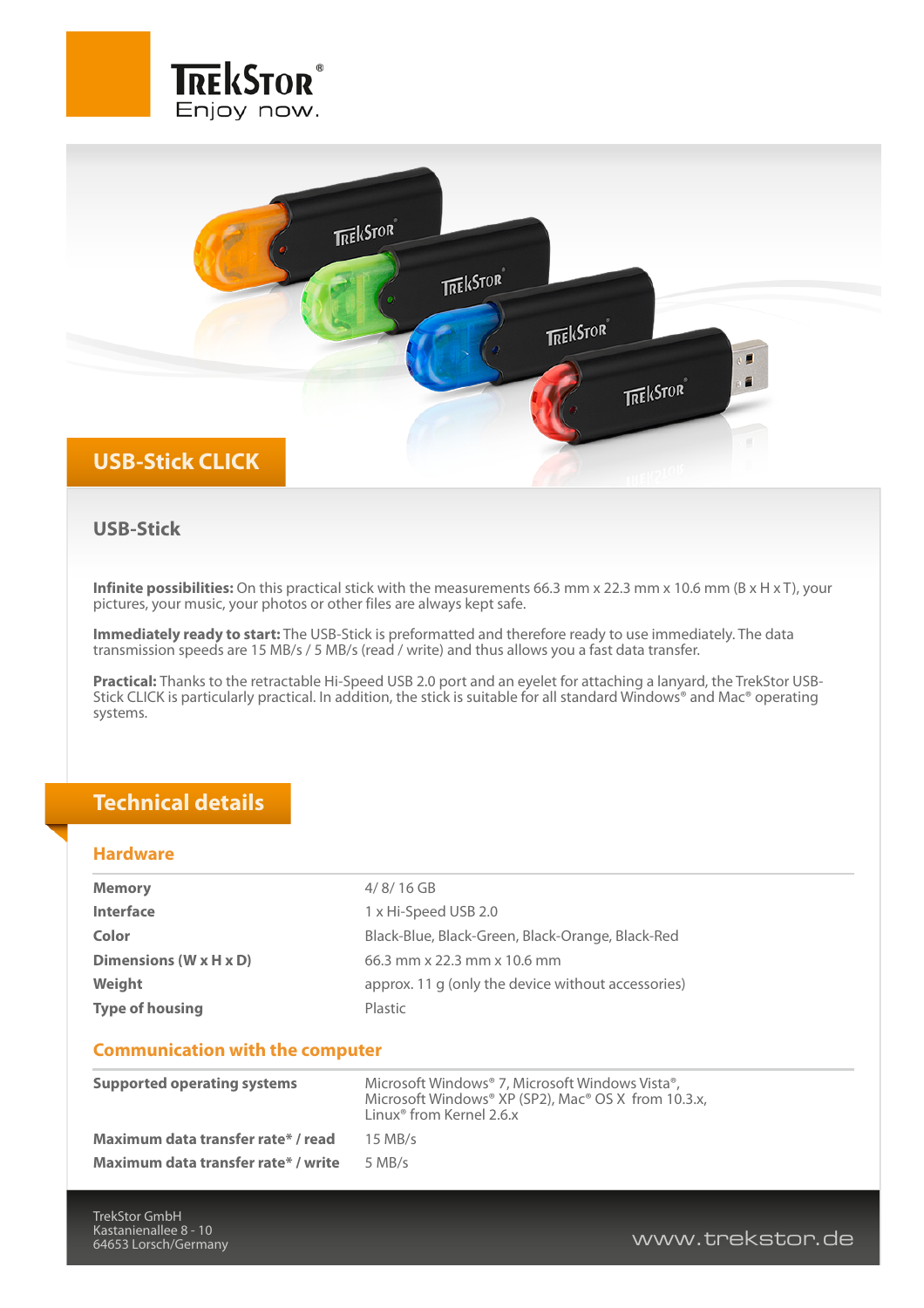# USB-Stick CLICK

## USB-Stick

**Infinite possibilities:** On this practical stick with the measurements 66.3 mm x 22.3 mm x 10.6 mm (B x H x T), your pictures, your music, your photos or other files are always kept safe.

**Immediately ready to start:** The USB-Stick is preformatted and therefore ready to use immediately. The data transmission speeds are 15 MB/s / 5 MB/s (read / write) and thus allows you a fast data transfer.

**Practical:** Thanks to the retractable Hi-Speed USB 2.0 port and an eyelet for attaching a lanyard, the TrekStor USB-Stick CLICK is particularly practical. In addition, the stick is suitable for all standard Windows® and Mac® operating systems.

## Technical details

### Hardware

| | |
|---|---|
| **Memory** | 4/ 8/ 16 GB |
| **Interface** | 1 x Hi-Speed USB 2.0 |
| **Color** | Black-Blue, Black-Green, Black-Orange, Black-Red |
| **Dimensions (W x H x D)** | 66.3 mm x 22.3 mm x 10.6 mm |
| **Weight** | approx. 11 g (only the device without accessories) |
| **Type of housing** | Plastic |

### Communication with the computer

| | |
|---|---|
| **Supported operating systems** | Microsoft Windows® 7, Microsoft Windows Vista®, Microsoft Windows® XP (SP2), Mac® OS X from 10.3.x, Linux® from Kernel 2.6.x |
| **Maximum data transfer rate* / read** | 15 MB/s |
| **Maximum data transfer rate* / write** | 5 MB/s |

TrekStor GmbH
Kastanienallee 8 - 10
64653 Lorsch/Germany

www.trekstor.de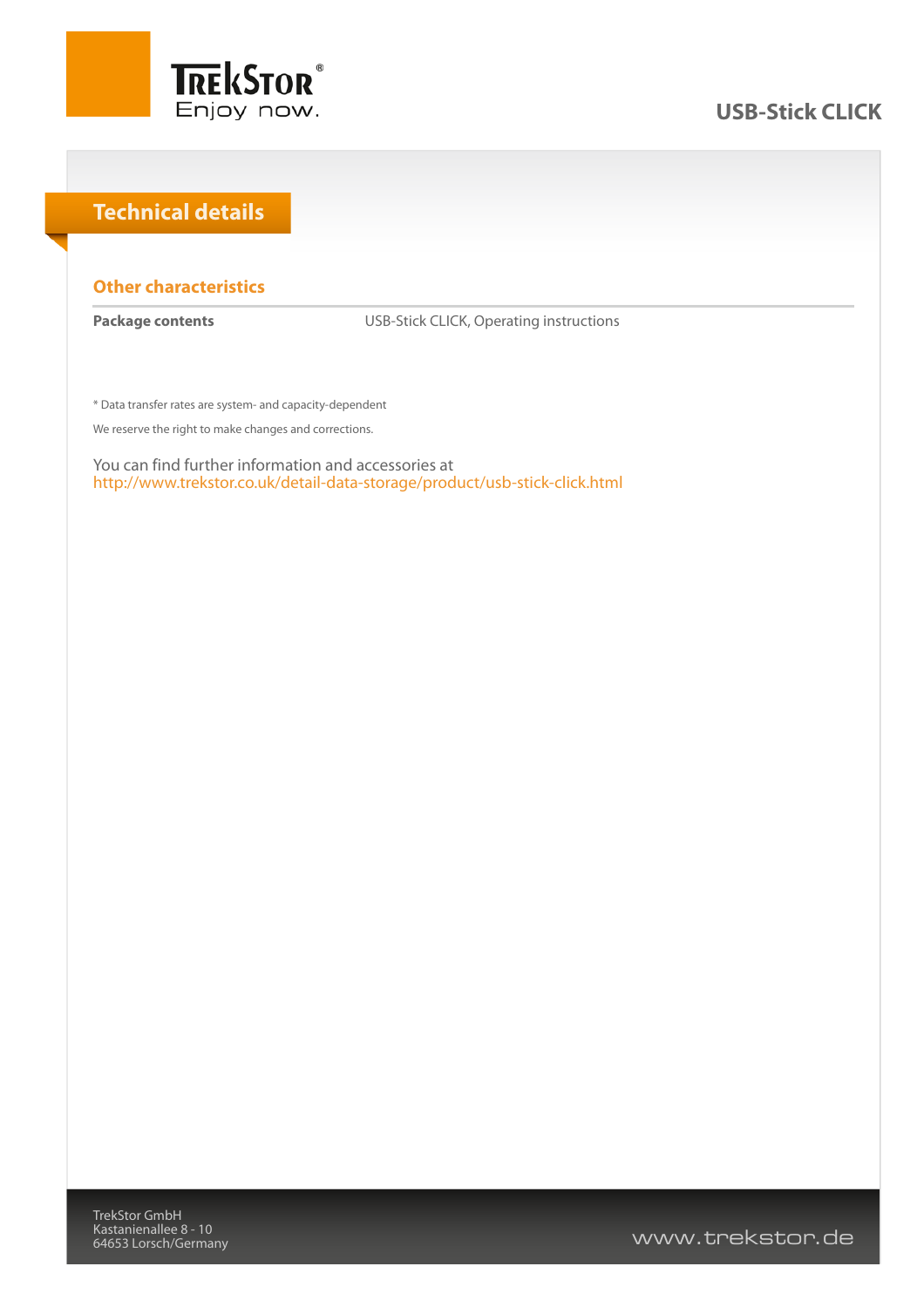## Technical details

### Other characteristics

| | |
|---|---|
| **Package contents** | USB-Stick CLICK, Operating instructions |

* Data transfer rates are system- and capacity-dependent

We reserve the right to make changes and corrections.

You can find further information and accessories at
http://www.trekstor.co.uk/detail-data-storage/product/usb-stick-click.html